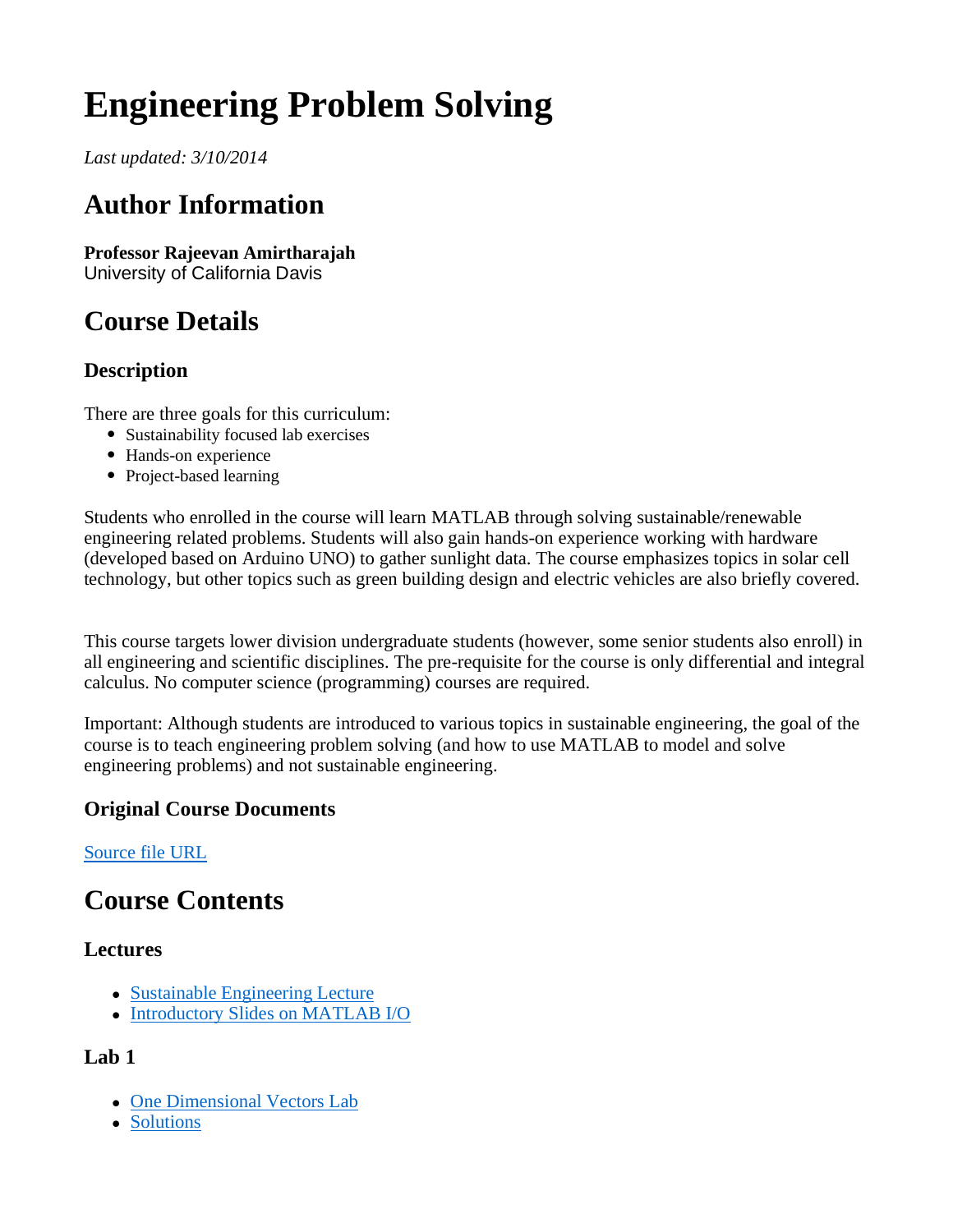# Engineering Problem Solving

*Last updated: 3/10/2014*

## Author Information

**Professor Rajeevan Amirtharajah**
University of California Davis

## Course Details

### Description

There are three goals for this curriculum:

- Sustainability focused lab exercises
- Hands-on experience
- Project-based learning

Students who enrolled in the course will learn MATLAB through solving sustainable/renewable engineering related problems. Students will also gain hands-on experience working with hardware (developed based on Arduino UNO) to gather sunlight data. The course emphasizes topics in solar cell technology, but other topics such as green building design and electric vehicles are also briefly covered.

This course targets lower division undergraduate students (however, some senior students also enroll) in all engineering and scientific disciplines. The pre-requisite for the course is only differential and integral calculus. No computer science (programming) courses are required.

Important: Although students are introduced to various topics in sustainable engineering, the goal of the course is to teach engineering problem solving (and how to use MATLAB to model and solve engineering problems) and not sustainable engineering.

### Original Course Documents

Source file URL

## Course Contents

### Lectures

- Sustainable Engineering Lecture
- Introductory Slides on MATLAB I/O

### Lab 1

- One Dimensional Vectors Lab
- Solutions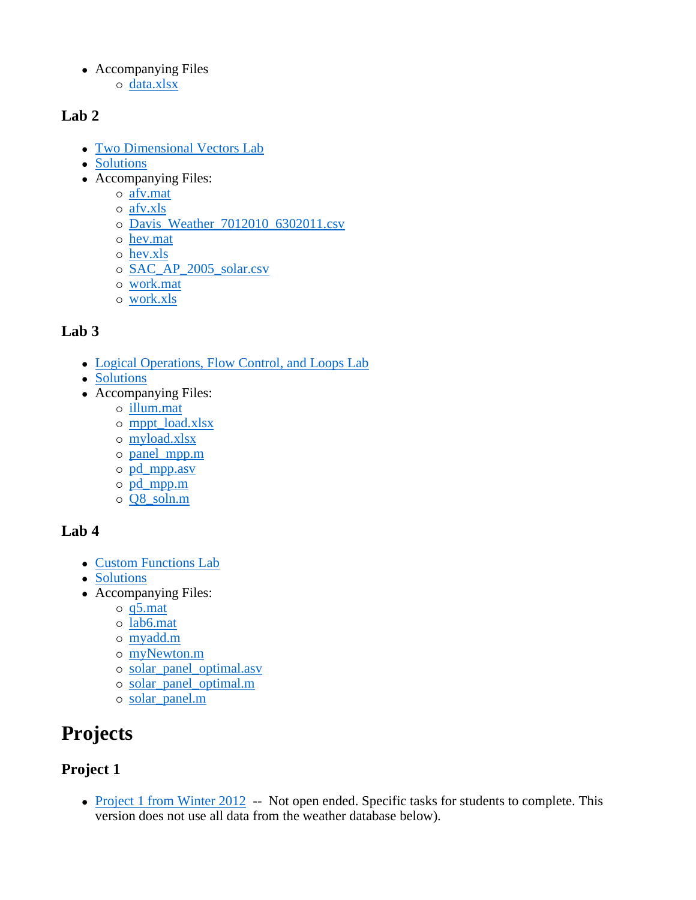- Accompanying Files
  - data.xlsx

### Lab 2

- Two Dimensional Vectors Lab
- Solutions
- Accompanying Files:
  - afv.mat
  - afv.xls
  - Davis_Weather_7012010_6302011.csv
  - hev.mat
  - hev.xls
  - SAC_AP_2005_solar.csv
  - work.mat
  - work.xls

### Lab 3

- Logical Operations, Flow Control, and Loops Lab
- Solutions
- Accompanying Files:
  - illum.mat
  - mppt_load.xlsx
  - myload.xlsx
  - panel_mpp.m
  - pd_mpp.asv
  - pd_mpp.m
  - Q8_soln.m

### Lab 4

- Custom Functions Lab
- Solutions
- Accompanying Files:
  - q5.mat
  - lab6.mat
  - myadd.m
  - myNewton.m
  - solar_panel_optimal.asv
  - solar_panel_optimal.m
  - solar_panel.m

## Projects

### Project 1

- Project 1 from Winter 2012 -- Not open ended. Specific tasks for students to complete. This version does not use all data from the weather database below).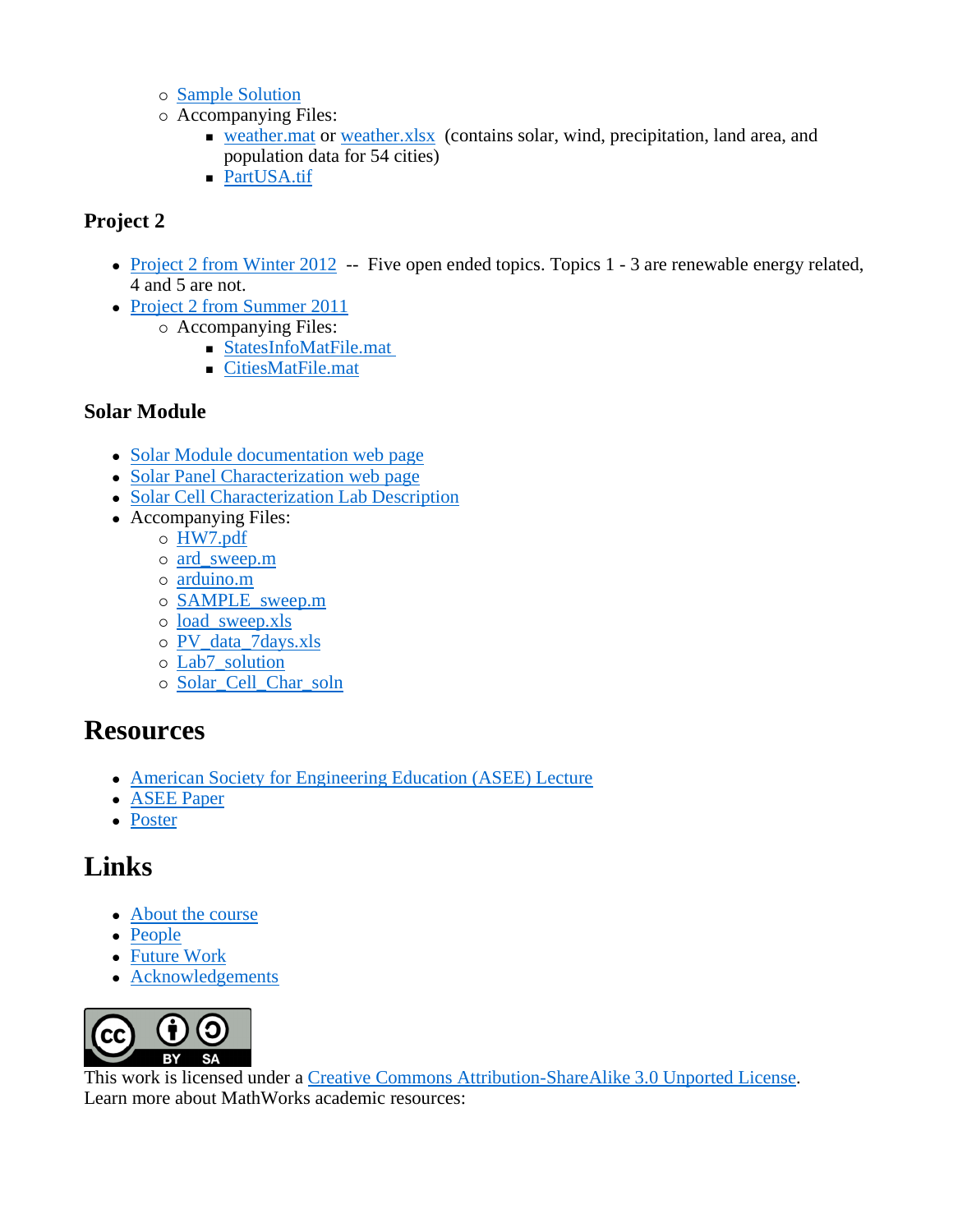- Sample Solution
    - Accompanying Files:
        - weather.mat or weather.xlsx (contains solar, wind, precipitation, land area, and population data for 54 cities)
        - PartUSA.tif

### Project 2

- Project 2 from Winter 2012 -- Five open ended topics. Topics 1 - 3 are renewable energy related, 4 and 5 are not.
- Project 2 from Summer 2011
    - Accompanying Files:
        - StatesInfoMatFile.mat
        - CitiesMatFile.mat

### Solar Module

- Solar Module documentation web page
- Solar Panel Characterization web page
- Solar Cell Characterization Lab Description
- Accompanying Files:
    - HW7.pdf
    - ard_sweep.m
    - arduino.m
    - SAMPLE_sweep.m
    - load_sweep.xls
    - PV_data_7days.xls
    - Lab7_solution
    - Solar_Cell_Char_soln

## Resources

- American Society for Engineering Education (ASEE) Lecture
- ASEE Paper
- Poster

## Links

- About the course
- People
- Future Work
- Acknowledgements

This work is licensed under a Creative Commons Attribution-ShareAlike 3.0 Unported License.
Learn more about MathWorks academic resources: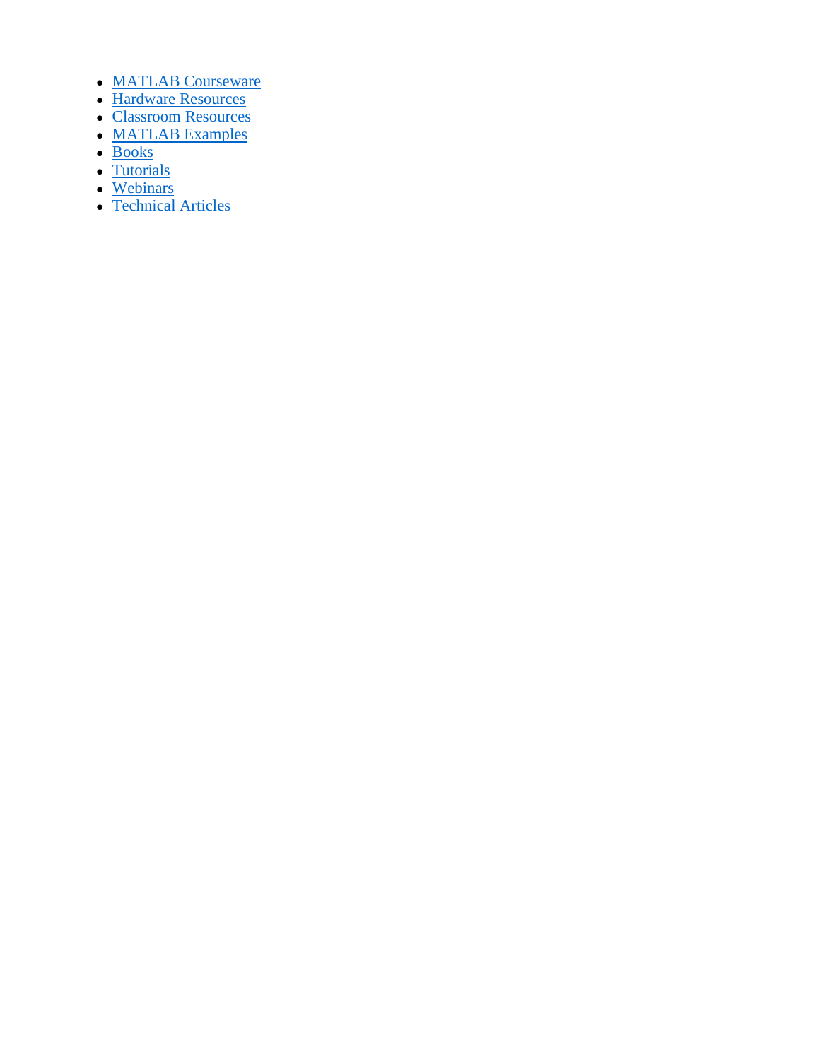- MATLAB Courseware
- Hardware Resources
- Classroom Resources
- MATLAB Examples
- Books
- Tutorials
- Webinars
- Technical Articles